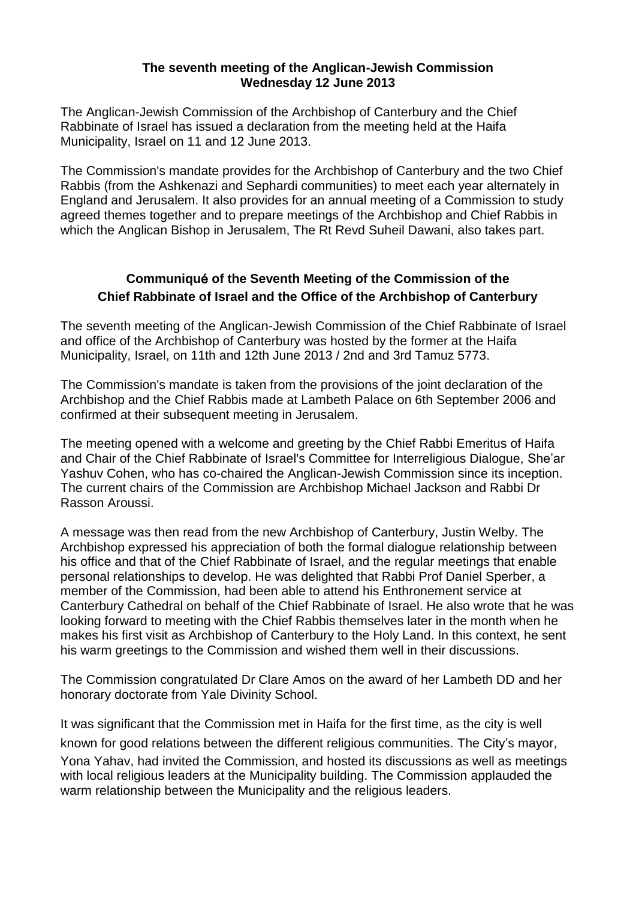**The seventh meeting of the Anglican-Jewish Commission**
**Wednesday 12 June 2013**

The Anglican-Jewish Commission of the Archbishop of Canterbury and the Chief Rabbinate of Israel has issued a declaration from the meeting held at the Haifa Municipality, Israel on 11 and 12 June 2013.

The Commission's mandate provides for the Archbishop of Canterbury and the two Chief Rabbis (from the Ashkenazi and Sephardi communities) to meet each year alternately in England and Jerusalem. It also provides for an annual meeting of a Commission to study agreed themes together and to prepare meetings of the Archbishop and Chief Rabbis in which the Anglican Bishop in Jerusalem, The Rt Revd Suheil Dawani, also takes part.

## Communiqué of the Seventh Meeting of the Commission of the Chief Rabbinate of Israel and the Office of the Archbishop of Canterbury

The seventh meeting of the Anglican-Jewish Commission of the Chief Rabbinate of Israel and office of the Archbishop of Canterbury was hosted by the former at the Haifa Municipality, Israel, on 11th and 12th June 2013 / 2nd and 3rd Tamuz 5773.

The Commission's mandate is taken from the provisions of the joint declaration of the Archbishop and the Chief Rabbis made at Lambeth Palace on 6th September 2006 and confirmed at their subsequent meeting in Jerusalem.

The meeting opened with a welcome and greeting by the Chief Rabbi Emeritus of Haifa and Chair of the Chief Rabbinate of Israel's Committee for Interreligious Dialogue, She'ar Yashuv Cohen, who has co-chaired the Anglican-Jewish Commission since its inception. The current chairs of the Commission are Archbishop Michael Jackson and Rabbi Dr Rasson Aroussi.

A message was then read from the new Archbishop of Canterbury, Justin Welby. The Archbishop expressed his appreciation of both the formal dialogue relationship between his office and that of the Chief Rabbinate of Israel, and the regular meetings that enable personal relationships to develop. He was delighted that Rabbi Prof Daniel Sperber, a member of the Commission, had been able to attend his Enthronement service at Canterbury Cathedral on behalf of the Chief Rabbinate of Israel. He also wrote that he was looking forward to meeting with the Chief Rabbis themselves later in the month when he makes his first visit as Archbishop of Canterbury to the Holy Land. In this context, he sent his warm greetings to the Commission and wished them well in their discussions.

The Commission congratulated Dr Clare Amos on the award of her Lambeth DD and her honorary doctorate from Yale Divinity School.

It was significant that the Commission met in Haifa for the first time, as the city is well known for good relations between the different religious communities. The City's mayor, Yona Yahav, had invited the Commission, and hosted its discussions as well as meetings with local religious leaders at the Municipality building. The Commission applauded the warm relationship between the Municipality and the religious leaders.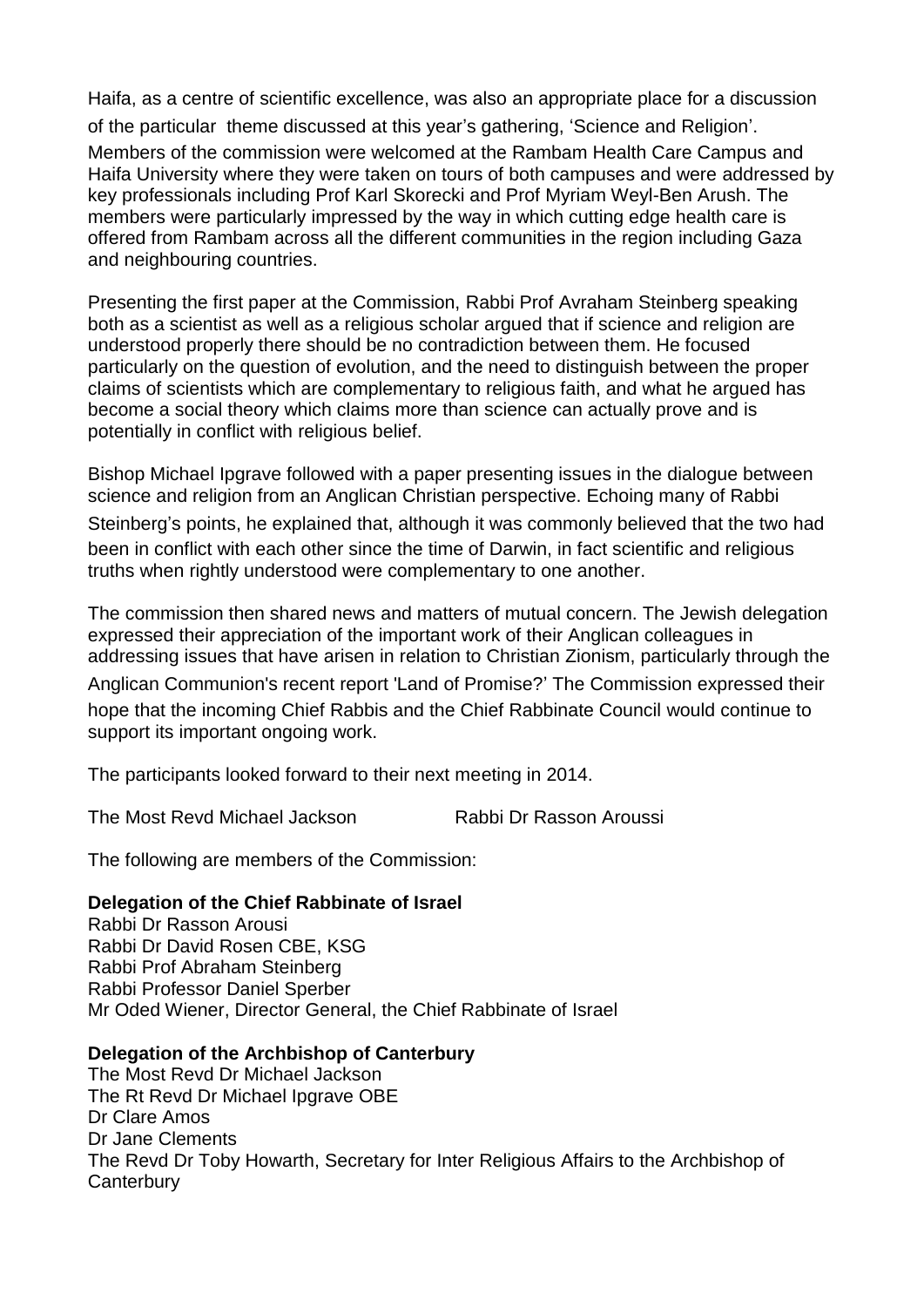Haifa, as a centre of scientific excellence, was also an appropriate place for a discussion of the particular theme discussed at this year's gathering, 'Science and Religion'. Members of the commission were welcomed at the Rambam Health Care Campus and Haifa University where they were taken on tours of both campuses and were addressed by key professionals including Prof Karl Skorecki and Prof Myriam Weyl-Ben Arush. The members were particularly impressed by the way in which cutting edge health care is offered from Rambam across all the different communities in the region including Gaza and neighbouring countries.

Presenting the first paper at the Commission, Rabbi Prof Avraham Steinberg speaking both as a scientist as well as a religious scholar argued that if science and religion are understood properly there should be no contradiction between them. He focused particularly on the question of evolution, and the need to distinguish between the proper claims of scientists which are complementary to religious faith, and what he argued has become a social theory which claims more than science can actually prove and is potentially in conflict with religious belief.

Bishop Michael Ipgrave followed with a paper presenting issues in the dialogue between science and religion from an Anglican Christian perspective. Echoing many of Rabbi Steinberg's points, he explained that, although it was commonly believed that the two had been in conflict with each other since the time of Darwin, in fact scientific and religious truths when rightly understood were complementary to one another.

The commission then shared news and matters of mutual concern. The Jewish delegation expressed their appreciation of the important work of their Anglican colleagues in addressing issues that have arisen in relation to Christian Zionism, particularly through the Anglican Communion's recent report 'Land of Promise?' The Commission expressed their hope that the incoming Chief Rabbis and the Chief Rabbinate Council would continue to support its important ongoing work.

The participants looked forward to their next meeting in 2014.

The Most Revd Michael Jackson        Rabbi Dr Rasson Aroussi

The following are members of the Commission:

**Delegation of the Chief Rabbinate of Israel**

Rabbi Dr Rasson Arousi
Rabbi Dr David Rosen CBE, KSG
Rabbi Prof Abraham Steinberg
Rabbi Professor Daniel Sperber
Mr Oded Wiener, Director General, the Chief Rabbinate of Israel

**Delegation of the Archbishop of Canterbury**

The Most Revd Dr Michael Jackson
The Rt Revd Dr Michael Ipgrave OBE
Dr Clare Amos
Dr Jane Clements
The Revd Dr Toby Howarth, Secretary for Inter Religious Affairs to the Archbishop of Canterbury